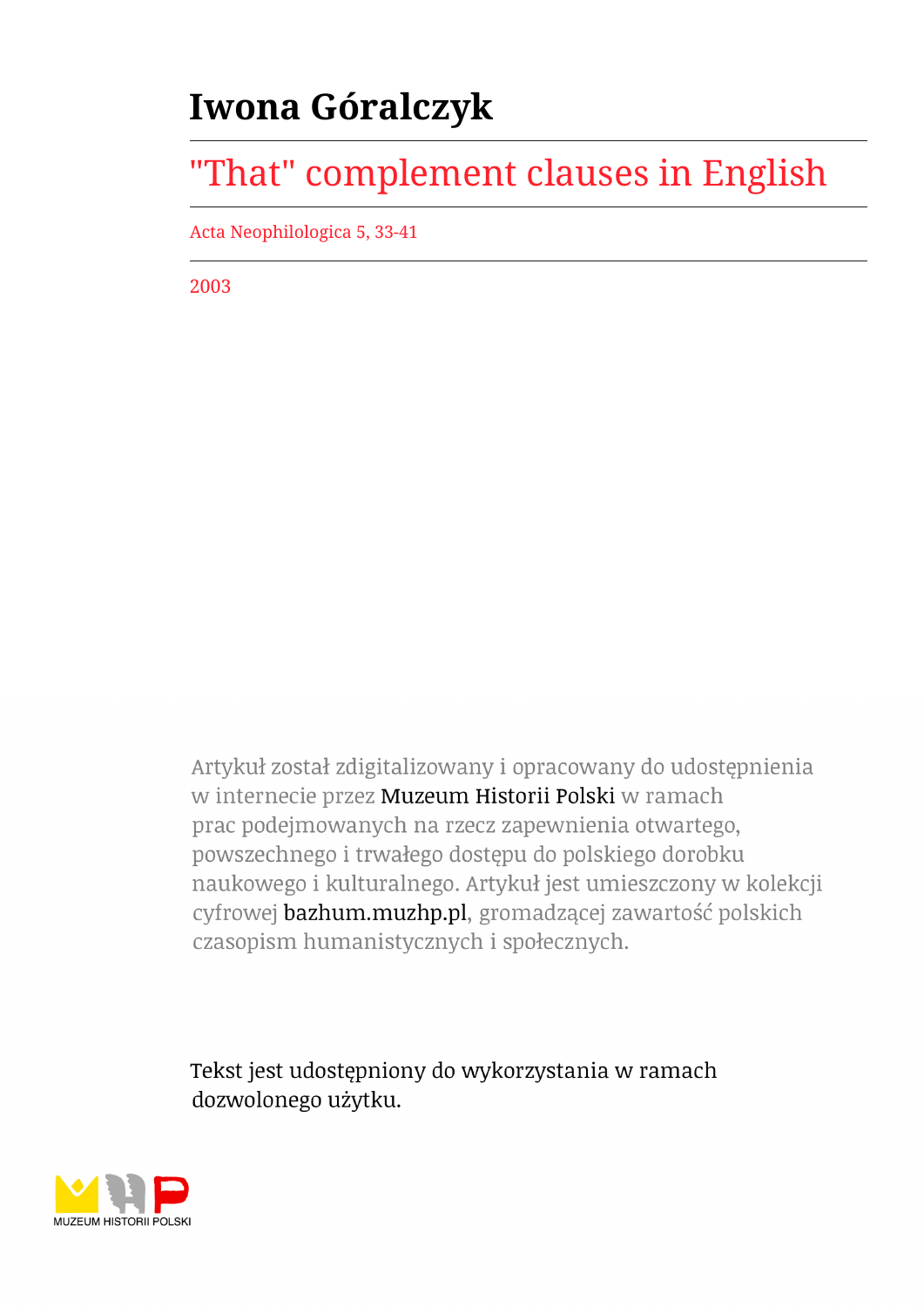# Iwona Góralczyk

## "That" complement clauses in English

Acta Neophilologica 5, 33-41

2003

Artykuł został zdigitalizowany i opracowany do udostępnienia w internecie przez Muzeum Historii Polski w ramach prac podejmowanych na rzecz zapewnienia otwartego, powszechnego i trwałego dostępu do polskiego dorobku naukowego i kulturalnego. Artykuł jest umieszczony w kolekcji cyfrowej bazhum.muzhp.pl, gromadzącej zawartość polskich czasopism humanistycznych i społecznych.

Tekst jest udostępniony do wykorzystania w ramach dozwolonego użytku.

MUZEUM HISTORII POLSKI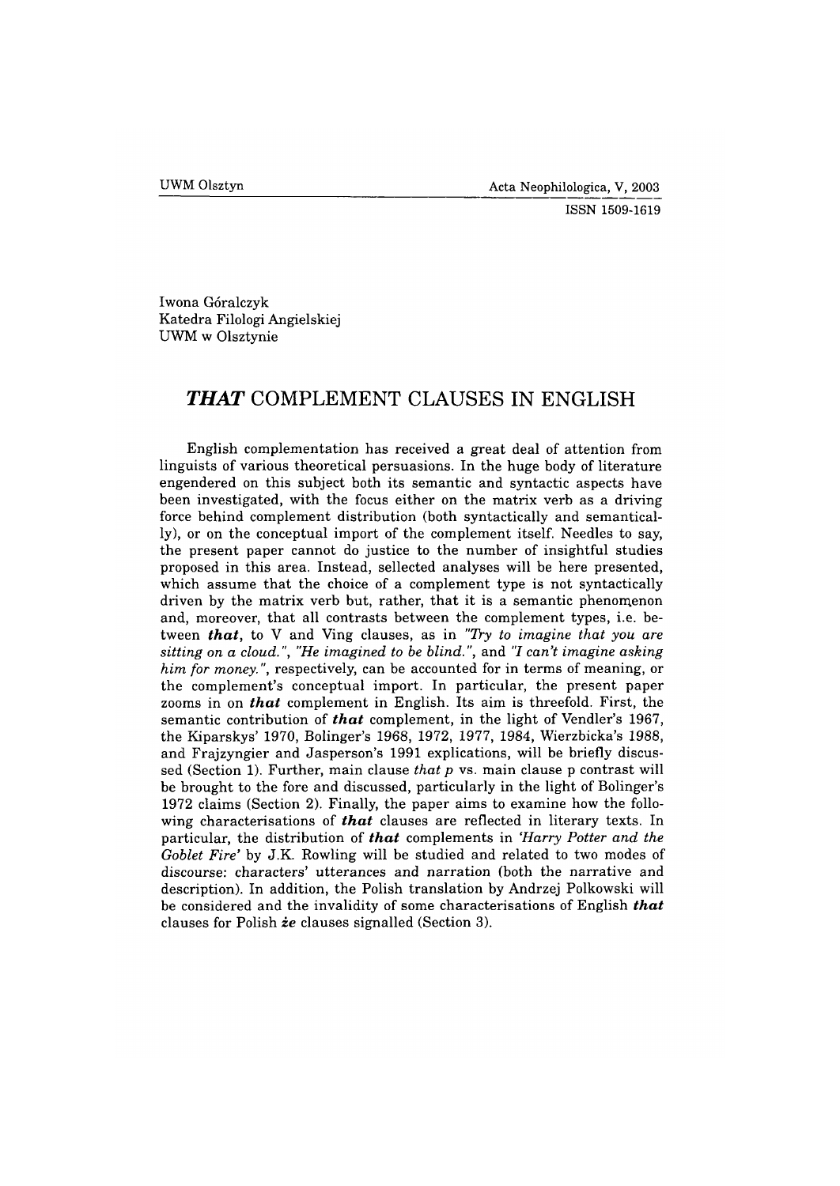UWM Olsztyn

Acta Neophilologica, V, 2003

ISSN 1509-1619

Iwona Góralczyk
Katedra Filologi Angielskiej
UWM w Olsztynie

# *THAT* COMPLEMENT CLAUSES IN ENGLISH

English complementation has received a great deal of attention from linguists of various theoretical persuasions. In the huge body of literature engendered on this subject both its semantic and syntactic aspects have been investigated, with the focus either on the matrix verb as a driving force behind complement distribution (both syntactically and semantically), or on the conceptual import of the complement itself. Needles to say, the present paper cannot do justice to the number of insightful studies proposed in this area. Instead, sellected analyses will be here presented, which assume that the choice of a complement type is not syntactically driven by the matrix verb but, rather, that it is a semantic phenomenon and, moreover, that all contrasts between the complement types, i.e. between ***that***, to V and Ving clauses, as in *"Try to imagine that you are sitting on a cloud."*, *"He imagined to be blind."*, and *"I can't imagine asking him for money."*, respectively, can be accounted for in terms of meaning, or the complement's conceptual import. In particular, the present paper zooms in on ***that*** complement in English. Its aim is threefold. First, the semantic contribution of ***that*** complement, in the light of Vendler's 1967, the Kiparskys' 1970, Bolinger's 1968, 1972, 1977, 1984, Wierzbicka's 1988, and Frajzyngier and Jasperson's 1991 explications, will be briefly discussed (Section 1). Further, main clause *that p* vs. main clause p contrast will be brought to the fore and discussed, particularly in the light of Bolinger's 1972 claims (Section 2). Finally, the paper aims to examine how the following characterisations of ***that*** clauses are reflected in literary texts. In particular, the distribution of ***that*** complements in *'Harry Potter and the Goblet Fire'* by J.K. Rowling will be studied and related to two modes of discourse: characters' utterances and narration (both the narrative and description). In addition, the Polish translation by Andrzej Polkowski will be considered and the invalidity of some characterisations of English ***that*** clauses for Polish ***że*** clauses signalled (Section 3).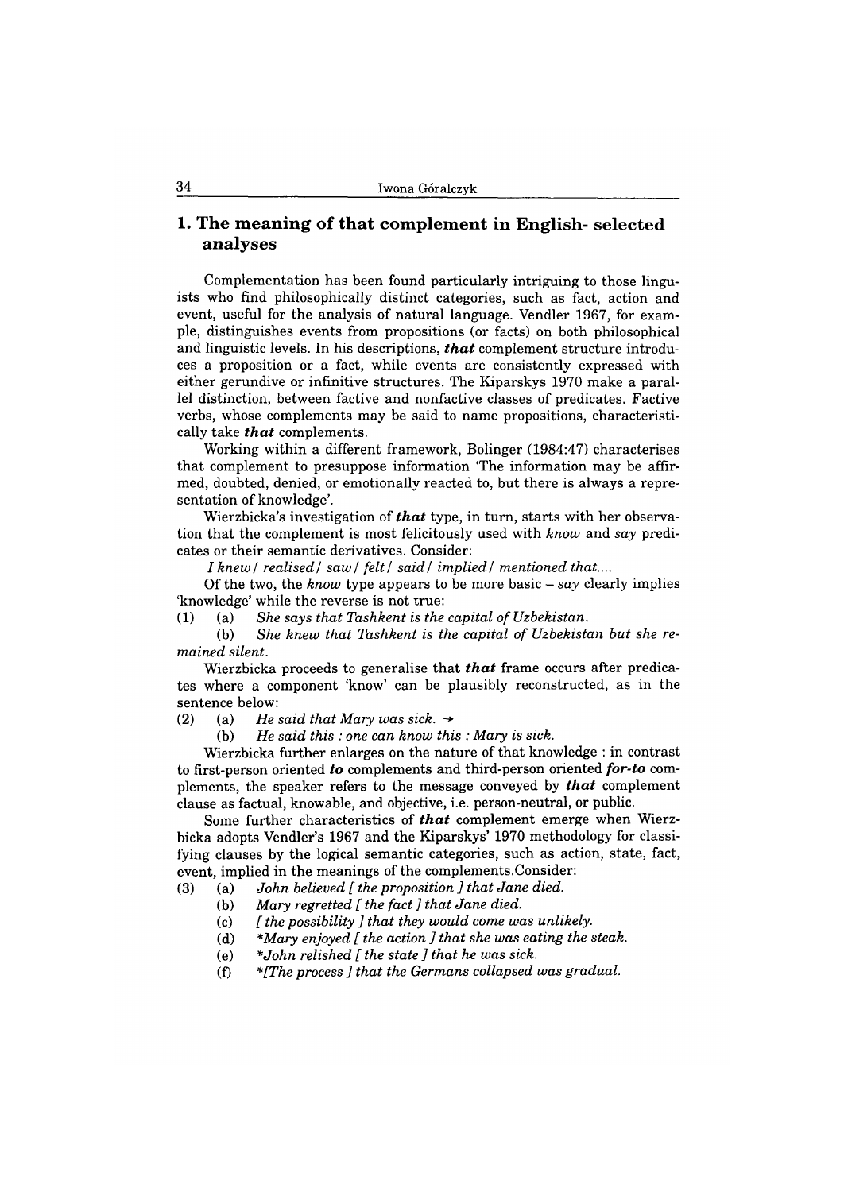## 1. The meaning of that complement in English- selected analyses

Complementation has been found particularly intriguing to those linguists who find philosophically distinct categories, such as fact, action and event, useful for the analysis of natural language. Vendler 1967, for example, distinguishes events from propositions (or facts) on both philosophical and linguistic levels. In his descriptions, ***that*** complement structure introduces a proposition or a fact, while events are consistently expressed with either gerundive or infinitive structures. The Kiparskys 1970 make a parallel distinction, between factive and nonfactive classes of predicates. Factive verbs, whose complements may be said to name propositions, characteristically take ***that*** complements.

Working within a different framework, Bolinger (1984:47) characterises that complement to presuppose information 'The information may be affirmed, doubted, denied, or emotionally reacted to, but there is always a representation of knowledge'.

Wierzbicka's investigation of ***that*** type, in turn, starts with her observation that the complement is most felicitously used with *know* and *say* predicates or their semantic derivatives. Consider:

*I knew / realised / saw / felt / said / implied / mentioned that....*

Of the two, the *know* type appears to be more basic – *say* clearly implies 'knowledge' while the reverse is not true:

(1) (a) *She says that Tashkent is the capital of Uzbekistan.*

(b) *She knew that Tashkent is the capital of Uzbekistan but she remained silent.*

Wierzbicka proceeds to generalise that ***that*** frame occurs after predicates where a component 'know' can be plausibly reconstructed, as in the sentence below:

(2) (a) *He said that Mary was sick.* →

(b) *He said this : one can know this : Mary is sick.*

Wierzbicka further enlarges on the nature of that knowledge : in contrast to first-person oriented ***to*** complements and third-person oriented ***for-to*** complements, the speaker refers to the message conveyed by ***that*** complement clause as factual, knowable, and objective, i.e. person-neutral, or public.

Some further characteristics of ***that*** complement emerge when Wierzbicka adopts Vendler's 1967 and the Kiparskys' 1970 methodology for classifying clauses by the logical semantic categories, such as action, state, fact, event, implied in the meanings of the complements.Consider:

(3) (a) *John believed [ the proposition ] that Jane died.*

(b) *Mary regretted [ the fact ] that Jane died.*

(c) *[ the possibility ] that they would come was unlikely.*

(d) *\*Mary enjoyed [ the action ] that she was eating the steak.*

(e) *\*John relished [ the state ] that he was sick.*

(f) *\*[The process ] that the Germans collapsed was gradual.*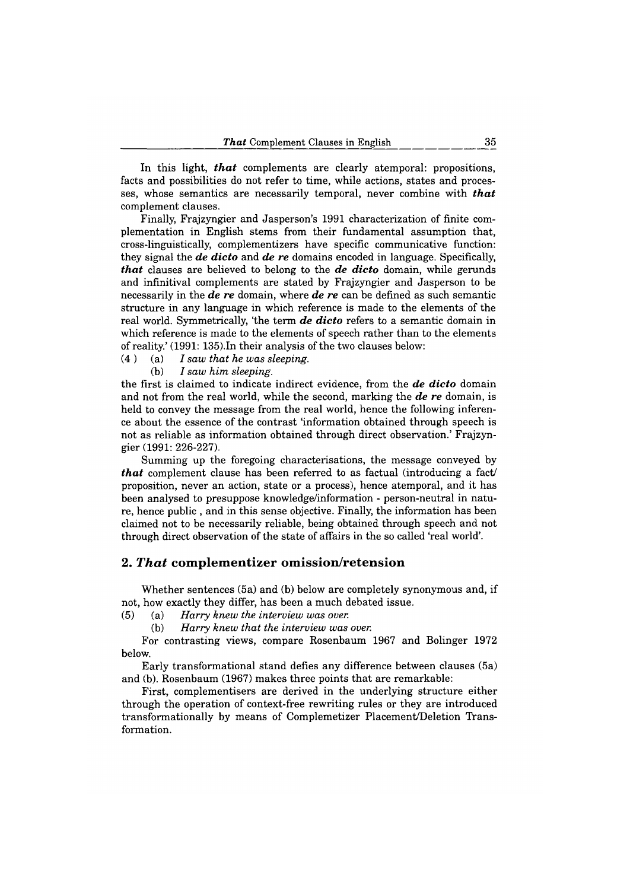In this light, ***that*** complements are clearly atemporal: propositions, facts and possibilities do not refer to time, while actions, states and processes, whose semantics are necessarily temporal, never combine with ***that*** complement clauses.

Finally, Frajzyngier and Jasperson's 1991 characterization of finite complementation in English stems from their fundamental assumption that, cross-linguistically, complementizers have specific communicative function: they signal the ***de dicto*** and ***de re*** domains encoded in language. Specifically, ***that*** clauses are believed to belong to the ***de dicto*** domain, while gerunds and infinitival complements are stated by Frajzyngier and Jasperson to be necessarily in the ***de re*** domain, where ***de re*** can be defined as such semantic structure in any language in which reference is made to the elements of the real world. Symmetrically, 'the term ***de dicto*** refers to a semantic domain in which reference is made to the elements of speech rather than to the elements of reality.' (1991: 135).In their analysis of the two clauses below:

(4 ) (a) *I saw that he was sleeping.*

(b) *I saw him sleeping.*

the first is claimed to indicate indirect evidence, from the ***de dicto*** domain and not from the real world, while the second, marking the ***de re*** domain, is held to convey the message from the real world, hence the following inference about the essence of the contrast 'information obtained through speech is not as reliable as information obtained through direct observation.' Frajzyngier (1991: 226-227).

Summing up the foregoing characterisations, the message conveyed by ***that*** complement clause has been referred to as factual (introducing a fact/ proposition, never an action, state or a process), hence atemporal, and it has been analysed to presuppose knowledge/information - person-neutral in nature, hence public , and in this sense objective. Finally, the information has been claimed not to be necessarily reliable, being obtained through speech and not through direct observation of the state of affairs in the so called 'real world'.

## 2. *That* complementizer omission/retension

Whether sentences (5a) and (b) below are completely synonymous and, if not, how exactly they differ, has been a much debated issue.

(5) (a) *Harry knew the interview was over.*

(b) *Harry knew that the interview was over.*

For contrasting views, compare Rosenbaum 1967 and Bolinger 1972 below.

Early transformational stand defies any difference between clauses (5a) and (b). Rosenbaum (1967) makes three points that are remarkable:

First, complementisers are derived in the underlying structure either through the operation of context-free rewriting rules or they are introduced transformationally by means of Complemetizer Placement/Deletion Transformation.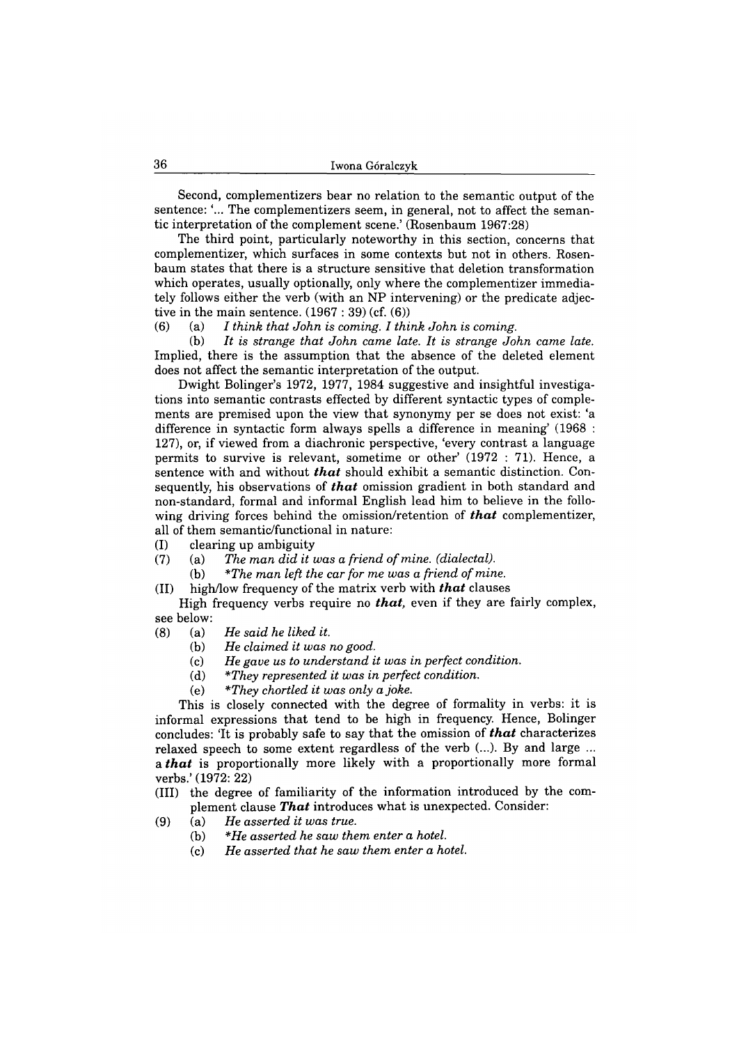Second, complementizers bear no relation to the semantic output of the sentence: '... The complementizers seem, in general, not to affect the semantic interpretation of the complement scene.' (Rosenbaum 1967:28)

The third point, particularly noteworthy in this section, concerns that complementizer, which surfaces in some contexts but not in others. Rosenbaum states that there is a structure sensitive that deletion transformation which operates, usually optionally, only where the complementizer immediately follows either the verb (with an NP intervening) or the predicate adjective in the main sentence. (1967 : 39) (cf. (6))

(6) (a) *I think that John is coming. I think John is coming.*

(b) *It is strange that John came late. It is strange John came late.*

Implied, there is the assumption that the absence of the deleted element does not affect the semantic interpretation of the output.

Dwight Bolinger's 1972, 1977, 1984 suggestive and insightful investigations into semantic contrasts effected by different syntactic types of complements are premised upon the view that synonymy per se does not exist: 'a difference in syntactic form always spells a difference in meaning' (1968 : 127), or, if viewed from a diachronic perspective, 'every contrast a language permits to survive is relevant, sometime or other' (1972 : 71). Hence, a sentence with and without ***that*** should exhibit a semantic distinction. Consequently, his observations of ***that*** omission gradient in both standard and non-standard, formal and informal English lead him to believe in the following driving forces behind the omission/retention of ***that*** complementizer, all of them semantic/functional in nature:

(I) clearing up ambiguity

(7) (a) *The man did it was a friend of mine. (dialectal).*

(b) *\*The man left the car for me was a friend of mine.*

(II) high/low frequency of the matrix verb with ***that*** clauses

High frequency verbs require no ***that,*** even if they are fairly complex, see below:

(8) (a) *He said he liked it.*

(b) *He claimed it was no good.*

(c) *He gave us to understand it was in perfect condition.*

(d) *\*They represented it was in perfect condition.*

(e) *\*They chortled it was only a joke.*

This is closely connected with the degree of formality in verbs: it is informal expressions that tend to be high in frequency. Hence, Bolinger concludes: 'It is probably safe to say that the omission of ***that*** characterizes relaxed speech to some extent regardless of the verb (...). By and large ... a ***that*** is proportionally more likely with a proportionally more formal verbs.' (1972: 22)

(III) the degree of familiarity of the information introduced by the complement clause ***That*** introduces what is unexpected. Consider:

(9) (a) *He asserted it was true.*

(b) *\*He asserted he saw them enter a hotel.*

(c) *He asserted that he saw them enter a hotel.*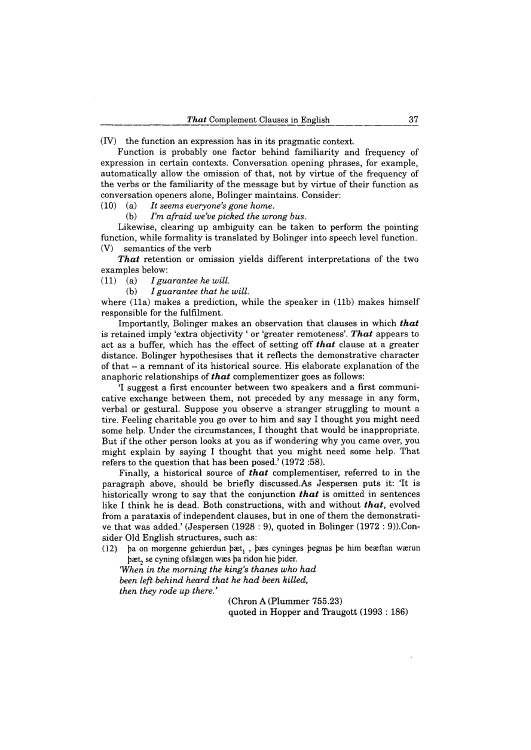(IV) the function an expression has in its pragmatic context.

Function is probably one factor behind familiarity and frequency of expression in certain contexts. Conversation opening phrases, for example, automatically allow the omission of that, not by virtue of the frequency of the verbs or the familiarity of the message but by virtue of their function as conversation openers alone, Bolinger maintains. Consider:

(10) (a) *It seems everyone's gone home.*

(b) *I'm afraid we've picked the wrong bus.*

Likewise, clearing up ambiguity can be taken to perform the pointing function, while formality is translated by Bolinger into speech level function.

(V) semantics of the verb

***That*** retention or omission yields different interpretations of the two examples below:

(11) (a) *I guarantee he will.*

(b) *I guarantee that he will.*

where (11a) makes a prediction, while the speaker in (11b) makes himself responsible for the fulfilment.

Importantly, Bolinger makes an observation that clauses in which ***that*** is retained imply 'extra objectivity ' or 'greater remoteness'. ***That*** appears to act as a buffer, which has the effect of setting off ***that*** clause at a greater distance. Bolinger hypothesises that it reflects the demonstrative character of that – a remnant of its historical source. His elaborate explanation of the anaphoric relationships of ***that*** complementizer goes as follows:

'I suggest a first encounter between two speakers and a first communicative exchange between them, not preceded by any message in any form, verbal or gestural. Suppose you observe a stranger struggling to mount a tire. Feeling charitable you go over to him and say I thought you might need some help. Under the circumstances, I thought that would be inappropriate. But if the other person looks at you as if wondering why you came over, you might explain by saying I thought that you might need some help. That refers to the question that has been posed.' (1972 :58).

Finally, a historical source of ***that*** complementiser, referred to in the paragraph above, should be briefly discussed.As Jespersen puts it: 'It is historically wrong to say that the conjunction ***that*** is omitted in sentences like I think he is dead. Both constructions, with and without ***that***, evolved from a parataxis of independent clauses, but in one of them the demonstrative that was added.' (Jespersen (1928 : 9), quoted in Bolinger (1972 : 9)).Consider Old English structures, such as:

(12) þa on morgenne gehierdun þæt$_1$ , þæs cyninges þegnas þe him beæftan wærun þæt$_2$ se cyning ofslægen wæs þa ridon hie þider.

*'When in the morning the king's thanes who had been left behind heard that he had been killed, then they rode up there.'*

(Chron A (Plummer 755.23)
quoted in Hopper and Traugott (1993 : 186)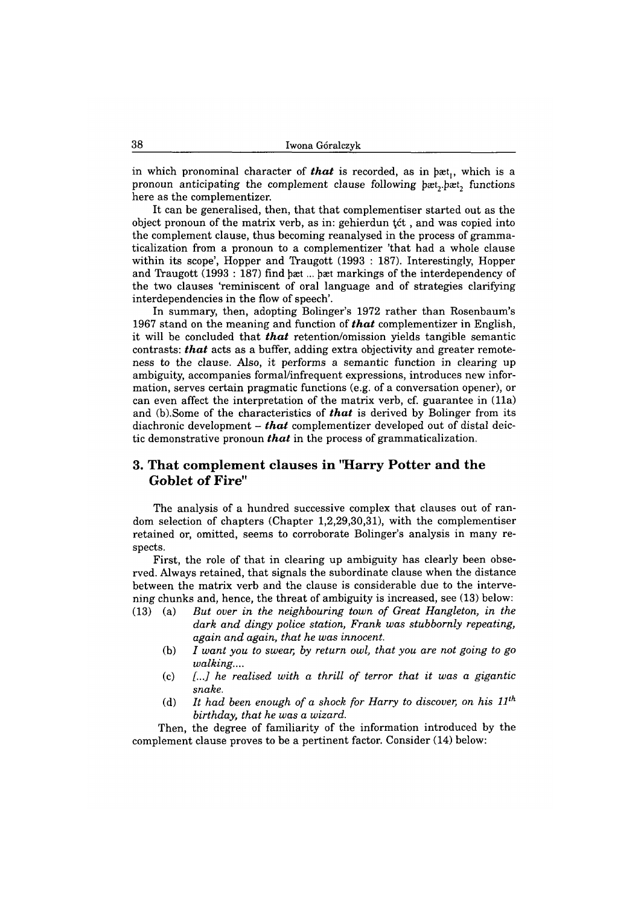in which pronominal character of ***that*** is recorded, as in þæt$_1$, which is a pronoun anticipating the complement clause following þæt$_2$.þæt$_2$ functions here as the complementizer.

It can be generalised, then, that that complementiser started out as the object pronoun of the matrix verb, as in: gehierdun ţćt , and was copied into the complement clause, thus becoming reanalysed in the process of grammaticalization from a pronoun to a complementizer 'that had a whole clause within its scope', Hopper and Traugott (1993 : 187). Interestingly, Hopper and Traugott (1993 : 187) find þæt ... þæt markings of the interdependency of the two clauses 'reminiscent of oral language and of strategies clarifying interdependencies in the flow of speech'.

In summary, then, adopting Bolinger's 1972 rather than Rosenbaum's 1967 stand on the meaning and function of ***that*** complementizer in English, it will be concluded that ***that*** retention/omission yields tangible semantic contrasts: ***that*** acts as a buffer, adding extra objectivity and greater remoteness to the clause. Also, it performs a semantic function in clearing up ambiguity, accompanies formal/infrequent expressions, introduces new information, serves certain pragmatic functions (e.g. of a conversation opener), or can even affect the interpretation of the matrix verb, cf. guarantee in (11a) and (b).Some of the characteristics of ***that*** is derived by Bolinger from its diachronic development – ***that*** complementizer developed out of distal deictic demonstrative pronoun ***that*** in the process of grammaticalization.

## 3. That complement clauses in "Harry Potter and the Goblet of Fire"

The analysis of a hundred successive complex that clauses out of random selection of chapters (Chapter 1,2,29,30,31), with the complementiser retained or, omitted, seems to corroborate Bolinger's analysis in many respects.

First, the role of that in clearing up ambiguity has clearly been observed. Always retained, that signals the subordinate clause when the distance between the matrix verb and the clause is considerable due to the intervening chunks and, hence, the threat of ambiguity is increased, see (13) below:

(13) (a) *But over in the neighbouring town of Great Hangleton, in the dark and dingy police station, Frank was stubbornly repeating, again and again, that he was innocent.*

(b) *I want you to swear, by return owl, that you are not going to go walking....*

(c) *[...] he realised with a thrill of terror that it was a gigantic snake.*

(d) *It had been enough of a shock for Harry to discover, on his 11$^{th}$ birthday, that he was a wizard.*

Then, the degree of familiarity of the information introduced by the complement clause proves to be a pertinent factor. Consider (14) below: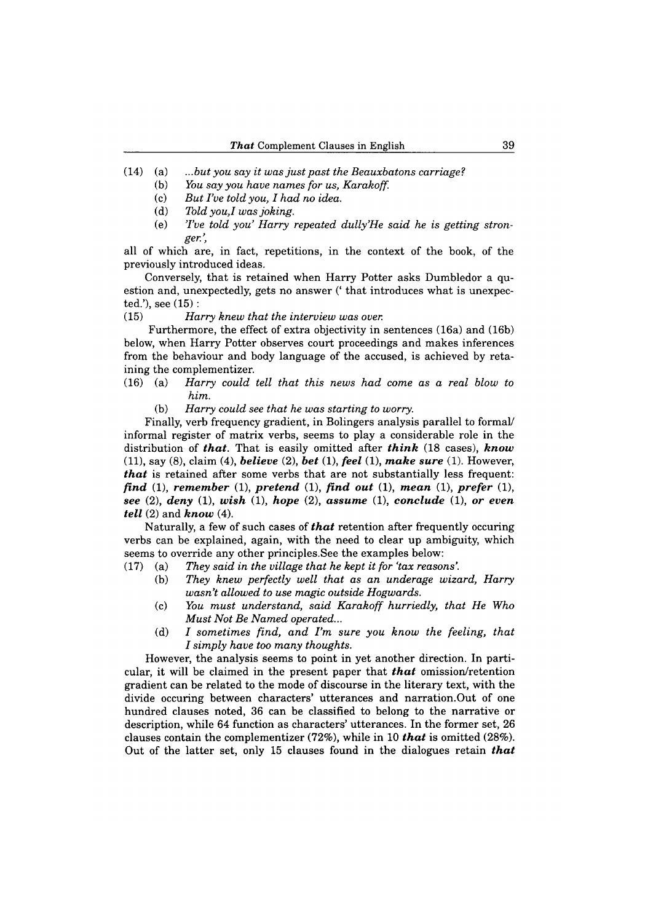(14) (a) *...but you say it was just past the Beauxbatons carriage?*
(b) *You say you have names for us, Karakoff.*
(c) *But I've told you, I had no idea.*
(d) *Told you,I was joking.*
(e) *'I've told you' Harry repeated dully'He said he is getting stronger.',*

all of which are, in fact, repetitions, in the context of the book, of the previously introduced ideas.

Conversely, that is retained when Harry Potter asks Dumbledor a question and, unexpectedly, gets no answer (' that introduces what is unexpected.'), see (15) :

(15) *Harry knew that the interview was over.*

Furthermore, the effect of extra objectivity in sentences (16a) and (16b) below, when Harry Potter observes court proceedings and makes inferences from the behaviour and body language of the accused, is achieved by retaining the complementizer.

(16) (a) *Harry could tell that this news had come as a real blow to him.*
(b) *Harry could see that he was starting to worry.*

Finally, verb frequency gradient, in Bolingers analysis parallel to formal/ informal register of matrix verbs, seems to play a considerable role in the distribution of ***that***. That is easily omitted after ***think*** (18 cases), ***know*** (11), say (8), claim (4), ***believe*** (2), ***bet*** (1), ***feel*** (1), ***make sure*** (1). However, ***that*** is retained after some verbs that are not substantially less frequent: ***find*** (1), ***remember*** (1), ***pretend*** (1), ***find out*** (1), ***mean*** (1), ***prefer*** (1), ***see*** (2), ***deny*** (1), ***wish*** (1), ***hope*** (2), ***assume*** (1), ***conclude*** (1), ***or even tell*** (2) and ***know*** (4).

Naturally, a few of such cases of ***that*** retention after frequently occuring verbs can be explained, again, with the need to clear up ambiguity, which seems to override any other principles.See the examples below:

(17) (a) *They said in the village that he kept it for 'tax reasons'.*
(b) *They knew perfectly well that as an underage wizard, Harry wasn't allowed to use magic outside Hogwards.*
(c) *You must understand, said Karakoff hurriedly, that He Who Must Not Be Named operated...*
(d) *I sometimes find, and I'm sure you know the feeling, that I simply have too many thoughts.*

However, the analysis seems to point in yet another direction. In particular, it will be claimed in the present paper that ***that*** omission/retention gradient can be related to the mode of discourse in the literary text, with the divide occuring between characters' utterances and narration.Out of one hundred clauses noted, 36 can be classified to belong to the narrative or description, while 64 function as characters' utterances. In the former set, 26 clauses contain the complementizer (72%), while in 10 ***that*** is omitted (28%). Out of the latter set, only 15 clauses found in the dialogues retain ***that***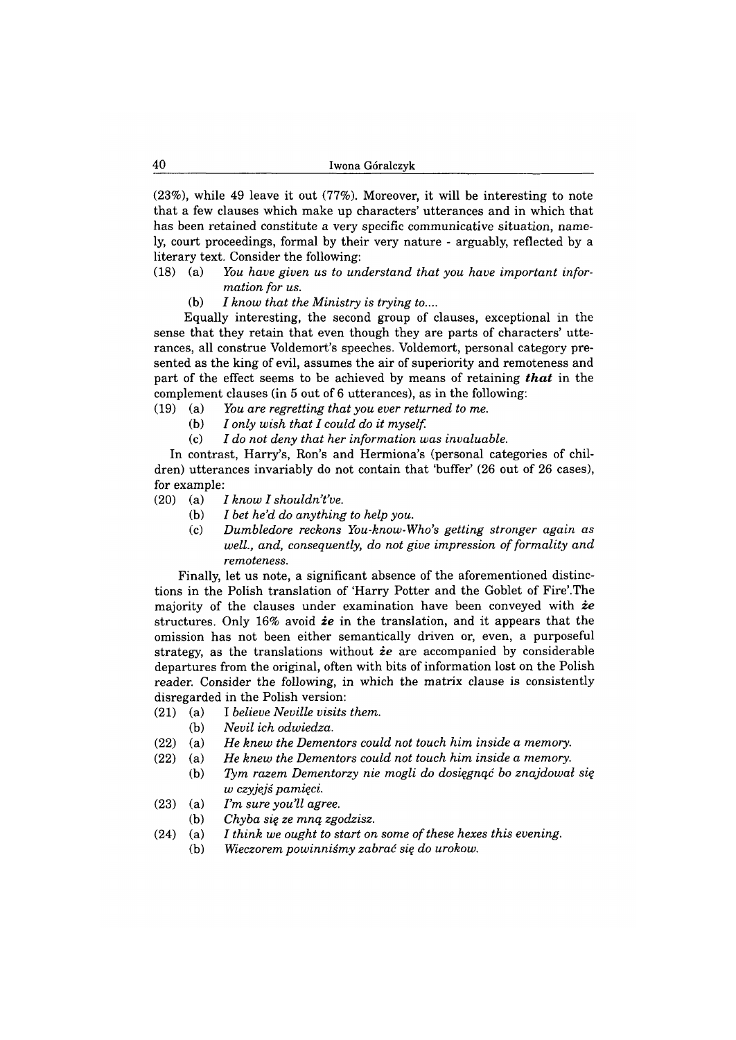(23%), while 49 leave it out (77%). Moreover, it will be interesting to note that a few clauses which make up characters' utterances and in which that has been retained constitute a very specific communicative situation, namely, court proceedings, formal by their very nature - arguably, reflected by a literary text. Consider the following:

(18) (a) *You have given us to understand that you have important information for us.*

(b) *I know that the Ministry is trying to....*

Equally interesting, the second group of clauses, exceptional in the sense that they retain that even though they are parts of characters' utterances, all construe Voldemort's speeches. Voldemort, personal category presented as the king of evil, assumes the air of superiority and remoteness and part of the effect seems to be achieved by means of retaining ***that*** in the complement clauses (in 5 out of 6 utterances), as in the following:

(19) (a) *You are regretting that you ever returned to me.*

(b) *I only wish that I could do it myself.*

(c) *I do not deny that her information was invaluable.*

In contrast, Harry's, Ron's and Hermiona's (personal categories of children) utterances invariably do not contain that 'buffer' (26 out of 26 cases), for example:

(20) (a) *I know I shouldn't've.*

(b) *I bet he'd do anything to help you.*

(c) *Dumbledore reckons You-know-Who's getting stronger again as well., and, consequently, do not give impression of formality and remoteness.*

Finally, let us note, a significant absence of the aforementioned distinctions in the Polish translation of 'Harry Potter and the Goblet of Fire'.The majority of the clauses under examination have been conveyed with ***że*** structures. Only 16% avoid ***że*** in the translation, and it appears that the omission has not been either semantically driven or, even, a purposeful strategy, as the translations without ***że*** are accompanied by considerable departures from the original, often with bits of information lost on the Polish reader. Consider the following, in which the matrix clause is consistently disregarded in the Polish version:

(21) (a) I *believe Neville visits them.*

(b) *Nevil ich odwiedza.*

(22) (a) *He knew the Dementors could not touch him inside a memory.*

(22) (a) *He knew the Dementors could not touch him inside a memory.*

(b) *Tym razem Dementorzy nie mogli do dosięgnąć bo znajdował się w czyjejś pamięci.*

(23) (a) *I'm sure you'll agree.*

(b) *Chyba się ze mną zgodzisz.*

(24) (a) *I think we ought to start on some of these hexes this evening.*

(b) *Wieczorem powinniśmy zabrać się do urokow.*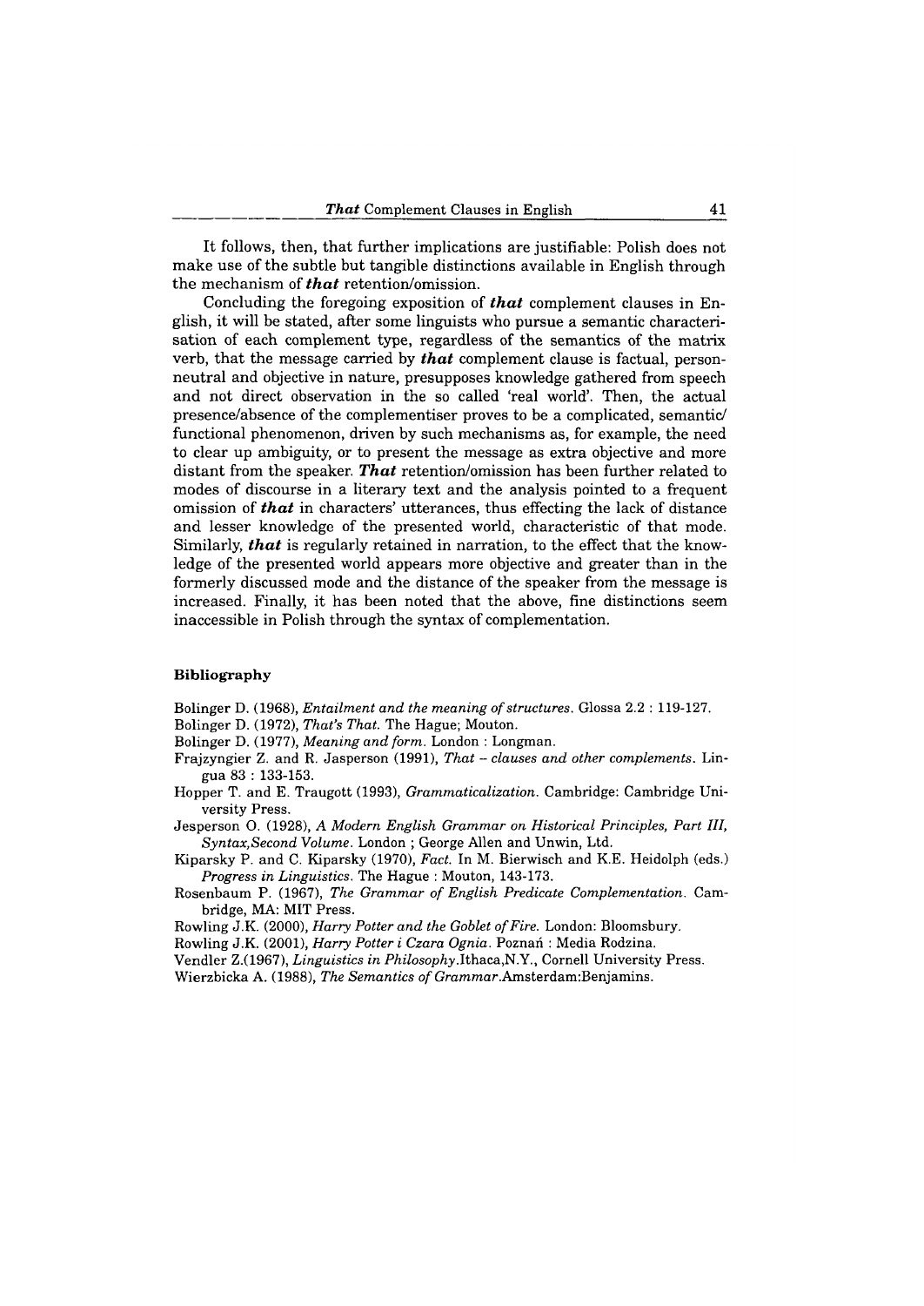It follows, then, that further implications are justifiable: Polish does not make use of the subtle but tangible distinctions available in English through the mechanism of ***that*** retention/omission.

Concluding the foregoing exposition of ***that*** complement clauses in English, it will be stated, after some linguists who pursue a semantic characterisation of each complement type, regardless of the semantics of the matrix verb, that the message carried by ***that*** complement clause is factual, person-neutral and objective in nature, presupposes knowledge gathered from speech and not direct observation in the so called 'real world'. Then, the actual presence/absence of the complementiser proves to be a complicated, semantic/functional phenomenon, driven by such mechanisms as, for example, the need to clear up ambiguity, or to present the message as extra objective and more distant from the speaker. ***That*** retention/omission has been further related to modes of discourse in a literary text and the analysis pointed to a frequent omission of ***that*** in characters' utterances, thus effecting the lack of distance and lesser knowledge of the presented world, characteristic of that mode. Similarly, ***that*** is regularly retained in narration, to the effect that the knowledge of the presented world appears more objective and greater than in the formerly discussed mode and the distance of the speaker from the message is increased. Finally, it has been noted that the above, fine distinctions seem inaccessible in Polish through the syntax of complementation.

### Bibliography

Bolinger D. (1968), *Entailment and the meaning of structures*. Glossa 2.2 : 119-127.

Bolinger D. (1972), *That's That*. The Hague; Mouton.

Bolinger D. (1977), *Meaning and form*. London : Longman.

Frajzyngier Z. and R. Jasperson (1991), *That – clauses and other complements*. Lingua 83 : 133-153.

Hopper T. and E. Traugott (1993), *Grammaticalization*. Cambridge: Cambridge University Press.

Jesperson O. (1928), *A Modern English Grammar on Historical Principles, Part III, Syntax,Second Volume*. London ; George Allen and Unwin, Ltd.

Kiparsky P. and C. Kiparsky (1970), *Fact*. In M. Bierwisch and K.E. Heidolph (eds.) *Progress in Linguistics*. The Hague : Mouton, 143-173.

Rosenbaum P. (1967), *The Grammar of English Predicate Complementation*. Cambridge, MA: MIT Press.

Rowling J.K. (2000), *Harry Potter and the Goblet of Fire*. London: Bloomsbury.

Rowling J.K. (2001), *Harry Potter i Czara Ognia*. Poznań : Media Rodzina.

Vendler Z.(1967), *Linguistics in Philosophy*.Ithaca,N.Y., Cornell University Press.

Wierzbicka A. (1988), *The Semantics of Grammar*.Amsterdam:Benjamins.